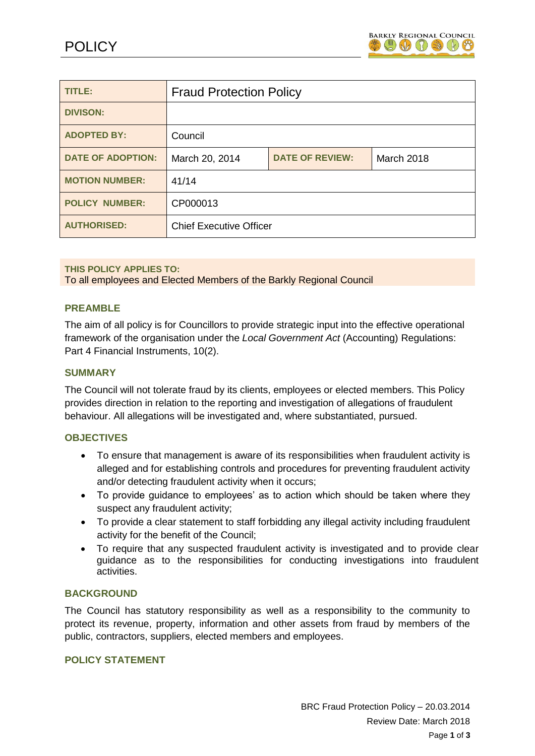# POLICY

| TITLE: | Fraud Protection Policy | | |
|---|---|---|---|
| DIVISON: | | | |
| ADOPTED BY: | Council | | |
| DATE OF ADOPTION: | March 20, 2014 | DATE OF REVIEW: | March 2018 |
| MOTION NUMBER: | 41/14 | | |
| POLICY NUMBER: | CP000013 | | |
| AUTHORISED: | Chief Executive Officer | | |

**THIS POLICY APPLIES TO:**
To all employees and Elected Members of the Barkly Regional Council

## PREAMBLE

The aim of all policy is for Councillors to provide strategic input into the effective operational framework of the organisation under the *Local Government Act* (Accounting) Regulations: Part 4 Financial Instruments, 10(2).

## SUMMARY

The Council will not tolerate fraud by its clients, employees or elected members. This Policy provides direction in relation to the reporting and investigation of allegations of fraudulent behaviour. All allegations will be investigated and, where substantiated, pursued.

## OBJECTIVES

- To ensure that management is aware of its responsibilities when fraudulent activity is alleged and for establishing controls and procedures for preventing fraudulent activity and/or detecting fraudulent activity when it occurs;
- To provide guidance to employees' as to action which should be taken where they suspect any fraudulent activity;
- To provide a clear statement to staff forbidding any illegal activity including fraudulent activity for the benefit of the Council;
- To require that any suspected fraudulent activity is investigated and to provide clear guidance as to the responsibilities for conducting investigations into fraudulent activities.

## BACKGROUND

The Council has statutory responsibility as well as a responsibility to the community to protect its revenue, property, information and other assets from fraud by members of the public, contractors, suppliers, elected members and employees.

## POLICY STATEMENT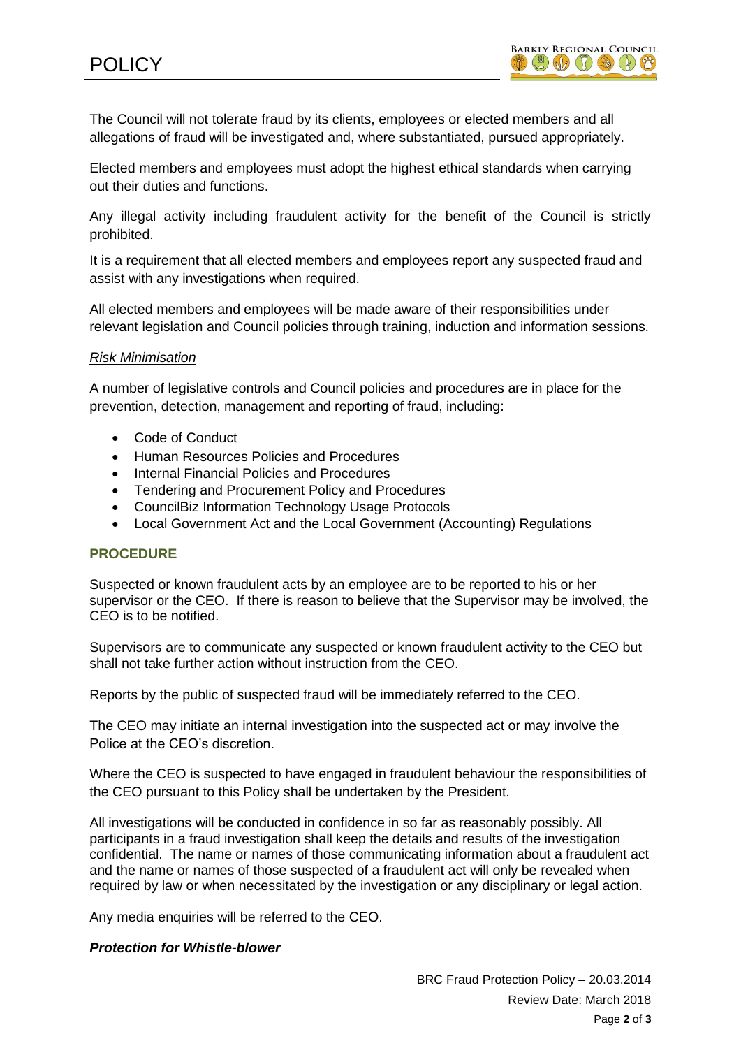The Council will not tolerate fraud by its clients, employees or elected members and all allegations of fraud will be investigated and, where substantiated, pursued appropriately.

Elected members and employees must adopt the highest ethical standards when carrying out their duties and functions.

Any illegal activity including fraudulent activity for the benefit of the Council is strictly prohibited.

It is a requirement that all elected members and employees report any suspected fraud and assist with any investigations when required.

All elected members and employees will be made aware of their responsibilities under relevant legislation and Council policies through training, induction and information sessions.

*Risk Minimisation*

A number of legislative controls and Council policies and procedures are in place for the prevention, detection, management and reporting of fraud, including:

- Code of Conduct
- Human Resources Policies and Procedures
- Internal Financial Policies and Procedures
- Tendering and Procurement Policy and Procedures
- CouncilBiz Information Technology Usage Protocols
- Local Government Act and the Local Government (Accounting) Regulations

## PROCEDURE

Suspected or known fraudulent acts by an employee are to be reported to his or her supervisor or the CEO. If there is reason to believe that the Supervisor may be involved, the CEO is to be notified.

Supervisors are to communicate any suspected or known fraudulent activity to the CEO but shall not take further action without instruction from the CEO.

Reports by the public of suspected fraud will be immediately referred to the CEO.

The CEO may initiate an internal investigation into the suspected act or may involve the Police at the CEO's discretion.

Where the CEO is suspected to have engaged in fraudulent behaviour the responsibilities of the CEO pursuant to this Policy shall be undertaken by the President.

All investigations will be conducted in confidence in so far as reasonably possibly. All participants in a fraud investigation shall keep the details and results of the investigation confidential. The name or names of those communicating information about a fraudulent act and the name or names of those suspected of a fraudulent act will only be revealed when required by law or when necessitated by the investigation or any disciplinary or legal action.

Any media enquiries will be referred to the CEO.

***Protection for Whistle-blower***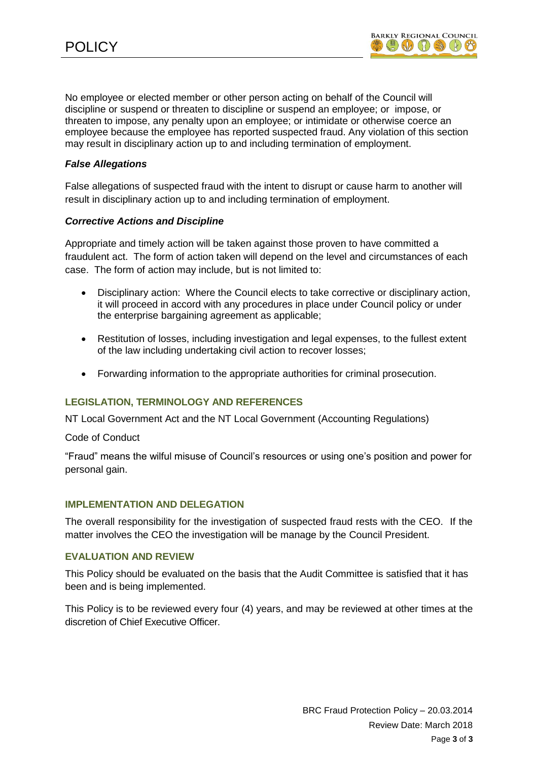No employee or elected member or other person acting on behalf of the Council will discipline or suspend or threaten to discipline or suspend an employee; or impose, or threaten to impose, any penalty upon an employee; or intimidate or otherwise coerce an employee because the employee has reported suspected fraud. Any violation of this section may result in disciplinary action up to and including termination of employment.

### *False Allegations*

False allegations of suspected fraud with the intent to disrupt or cause harm to another will result in disciplinary action up to and including termination of employment.

### *Corrective Actions and Discipline*

Appropriate and timely action will be taken against those proven to have committed a fraudulent act. The form of action taken will depend on the level and circumstances of each case. The form of action may include, but is not limited to:

- Disciplinary action: Where the Council elects to take corrective or disciplinary action, it will proceed in accord with any procedures in place under Council policy or under the enterprise bargaining agreement as applicable;
- Restitution of losses, including investigation and legal expenses, to the fullest extent of the law including undertaking civil action to recover losses;
- Forwarding information to the appropriate authorities for criminal prosecution.

## LEGISLATION, TERMINOLOGY AND REFERENCES

NT Local Government Act and the NT Local Government (Accounting Regulations)

Code of Conduct

"Fraud" means the wilful misuse of Council's resources or using one's position and power for personal gain.

## IMPLEMENTATION AND DELEGATION

The overall responsibility for the investigation of suspected fraud rests with the CEO. If the matter involves the CEO the investigation will be manage by the Council President.

## EVALUATION AND REVIEW

This Policy should be evaluated on the basis that the Audit Committee is satisfied that it has been and is being implemented.

This Policy is to be reviewed every four (4) years, and may be reviewed at other times at the discretion of Chief Executive Officer.

BRC Fraud Protection Policy – 20.03.2014
Review Date: March 2018